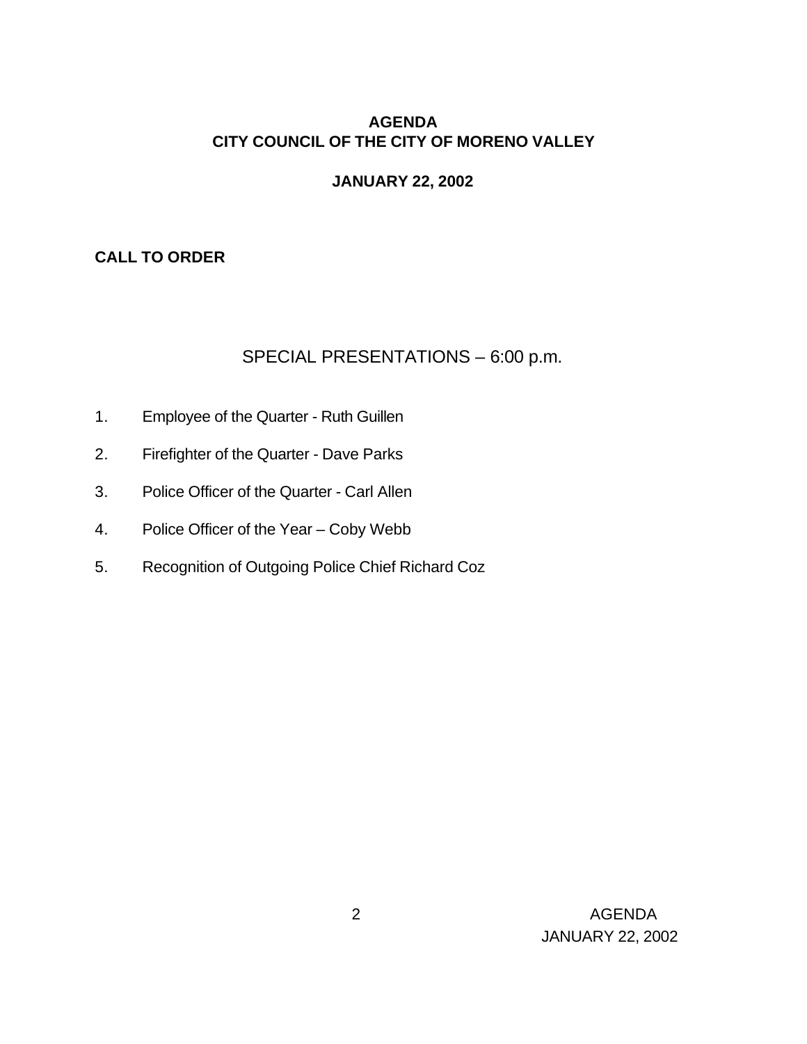# AGENDA
# CITY COUNCIL OF THE CITY OF MORENO VALLEY

## JANUARY 22, 2002

**CALL TO ORDER**

## SPECIAL PRESENTATIONS – 6:00 p.m.

1. Employee of the Quarter - Ruth Guillen
2. Firefighter of the Quarter - Dave Parks
3. Police Officer of the Quarter - Carl Allen
4. Police Officer of the Year – Coby Webb
5. Recognition of Outgoing Police Chief Richard Coz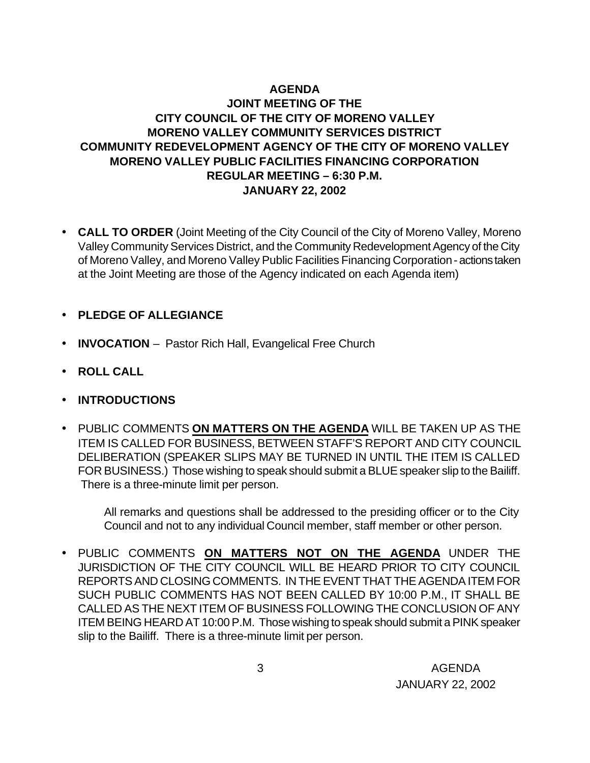**AGENDA**
**JOINT MEETING OF THE**
**CITY COUNCIL OF THE CITY OF MORENO VALLEY**
**MORENO VALLEY COMMUNITY SERVICES DISTRICT**
**COMMUNITY REDEVELOPMENT AGENCY OF THE CITY OF MORENO VALLEY**
**MORENO VALLEY PUBLIC FACILITIES FINANCING CORPORATION**
**REGULAR MEETING – 6:30 P.M.**
**JANUARY 22, 2002**

- **CALL TO ORDER** (Joint Meeting of the City Council of the City of Moreno Valley, Moreno Valley Community Services District, and the Community Redevelopment Agency of the City of Moreno Valley, and Moreno Valley Public Facilities Financing Corporation - actions taken at the Joint Meeting are those of the Agency indicated on each Agenda item)

- **PLEDGE OF ALLEGIANCE**

- **INVOCATION** – Pastor Rich Hall, Evangelical Free Church

- **ROLL CALL**

- **INTRODUCTIONS**

- PUBLIC COMMENTS **ON MATTERS ON THE AGENDA** WILL BE TAKEN UP AS THE ITEM IS CALLED FOR BUSINESS, BETWEEN STAFF'S REPORT AND CITY COUNCIL DELIBERATION (SPEAKER SLIPS MAY BE TURNED IN UNTIL THE ITEM IS CALLED FOR BUSINESS.) Those wishing to speak should submit a BLUE speaker slip to the Bailiff. There is a three-minute limit per person.

  All remarks and questions shall be addressed to the presiding officer or to the City Council and not to any individual Council member, staff member or other person.

- PUBLIC COMMENTS **ON MATTERS NOT ON THE AGENDA** UNDER THE JURISDICTION OF THE CITY COUNCIL WILL BE HEARD PRIOR TO CITY COUNCIL REPORTS AND CLOSING COMMENTS. IN THE EVENT THAT THE AGENDA ITEM FOR SUCH PUBLIC COMMENTS HAS NOT BEEN CALLED BY 10:00 P.M., IT SHALL BE CALLED AS THE NEXT ITEM OF BUSINESS FOLLOWING THE CONCLUSION OF ANY ITEM BEING HEARD AT 10:00 P.M. Those wishing to speak should submit a PINK speaker slip to the Bailiff. There is a three-minute limit per person.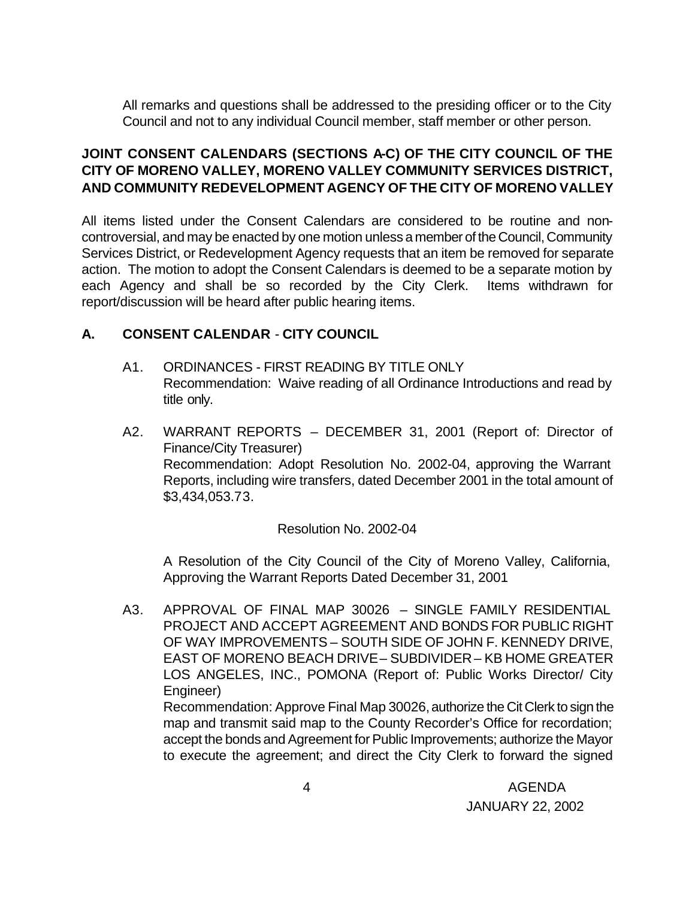All remarks and questions shall be addressed to the presiding officer or to the City Council and not to any individual Council member, staff member or other person.

**JOINT CONSENT CALENDARS (SECTIONS A-C) OF THE CITY COUNCIL OF THE CITY OF MORENO VALLEY, MORENO VALLEY COMMUNITY SERVICES DISTRICT, AND COMMUNITY REDEVELOPMENT AGENCY OF THE CITY OF MORENO VALLEY**

All items listed under the Consent Calendars are considered to be routine and non-controversial, and may be enacted by one motion unless a member of the Council, Community Services District, or Redevelopment Agency requests that an item be removed for separate action. The motion to adopt the Consent Calendars is deemed to be a separate motion by each Agency and shall be so recorded by the City Clerk. Items withdrawn for report/discussion will be heard after public hearing items.

## A. CONSENT CALENDAR - CITY COUNCIL

A1. ORDINANCES - FIRST READING BY TITLE ONLY
Recommendation: Waive reading of all Ordinance Introductions and read by title only.

A2. WARRANT REPORTS – DECEMBER 31, 2001 (Report of: Director of Finance/City Treasurer)
Recommendation: Adopt Resolution No. 2002-04, approving the Warrant Reports, including wire transfers, dated December 2001 in the total amount of $3,434,053.73.

Resolution No. 2002-04

A Resolution of the City Council of the City of Moreno Valley, California, Approving the Warrant Reports Dated December 31, 2001

A3. APPROVAL OF FINAL MAP 30026 – SINGLE FAMILY RESIDENTIAL PROJECT AND ACCEPT AGREEMENT AND BONDS FOR PUBLIC RIGHT OF WAY IMPROVEMENTS – SOUTH SIDE OF JOHN F. KENNEDY DRIVE, EAST OF MORENO BEACH DRIVE – SUBDIVIDER – KB HOME GREATER LOS ANGELES, INC., POMONA (Report of: Public Works Director/ City Engineer)
Recommendation: Approve Final Map 30026, authorize the Cit Clerk to sign the map and transmit said map to the County Recorder's Office for recordation; accept the bonds and Agreement for Public Improvements; authorize the Mayor to execute the agreement; and direct the City Clerk to forward the signed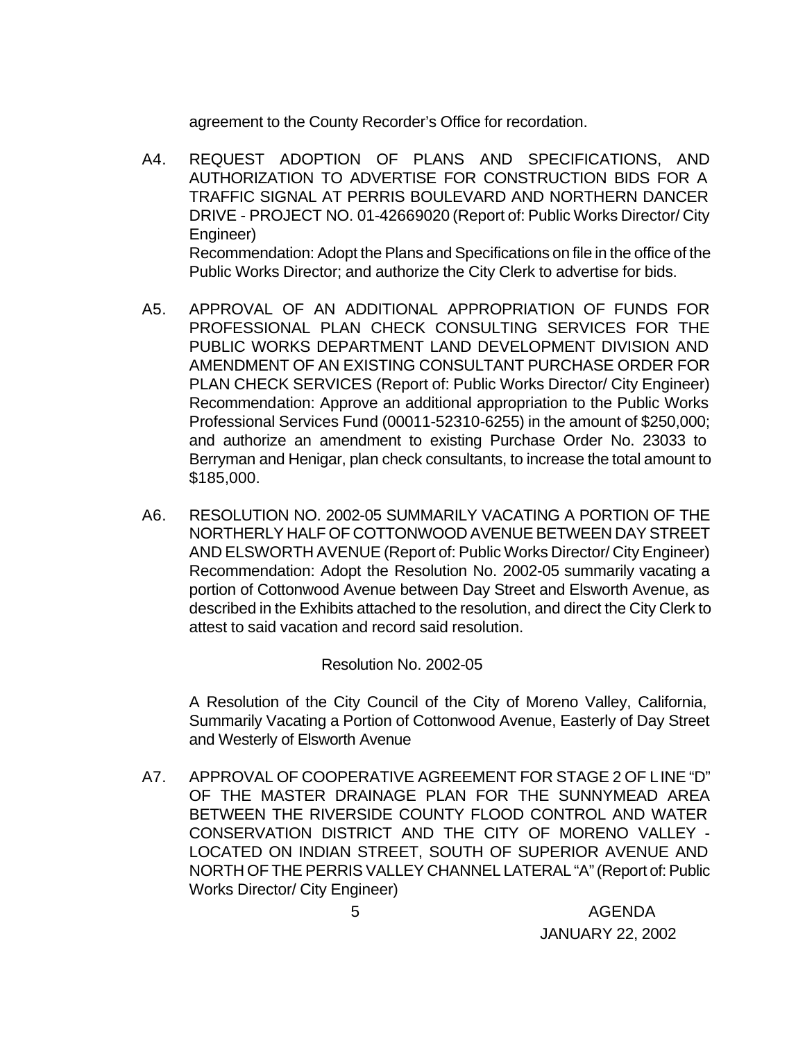agreement to the County Recorder's Office for recordation.

A4. REQUEST ADOPTION OF PLANS AND SPECIFICATIONS, AND AUTHORIZATION TO ADVERTISE FOR CONSTRUCTION BIDS FOR A TRAFFIC SIGNAL AT PERRIS BOULEVARD AND NORTHERN DANCER DRIVE - PROJECT NO. 01-42669020 (Report of: Public Works Director/ City Engineer)
Recommendation: Adopt the Plans and Specifications on file in the office of the Public Works Director; and authorize the City Clerk to advertise for bids.

A5. APPROVAL OF AN ADDITIONAL APPROPRIATION OF FUNDS FOR PROFESSIONAL PLAN CHECK CONSULTING SERVICES FOR THE PUBLIC WORKS DEPARTMENT LAND DEVELOPMENT DIVISION AND AMENDMENT OF AN EXISTING CONSULTANT PURCHASE ORDER FOR PLAN CHECK SERVICES (Report of: Public Works Director/ City Engineer)
Recommendation: Approve an additional appropriation to the Public Works Professional Services Fund (00011-52310-6255) in the amount of $250,000; and authorize an amendment to existing Purchase Order No. 23033 to Berryman and Henigar, plan check consultants, to increase the total amount to $185,000.

A6. RESOLUTION NO. 2002-05 SUMMARILY VACATING A PORTION OF THE NORTHERLY HALF OF COTTONWOOD AVENUE BETWEEN DAY STREET AND ELSWORTH AVENUE (Report of: Public Works Director/ City Engineer)
Recommendation: Adopt the Resolution No. 2002-05 summarily vacating a portion of Cottonwood Avenue between Day Street and Elsworth Avenue, as described in the Exhibits attached to the resolution, and direct the City Clerk to attest to said vacation and record said resolution.

Resolution No. 2002-05

A Resolution of the City Council of the City of Moreno Valley, California, Summarily Vacating a Portion of Cottonwood Avenue, Easterly of Day Street and Westerly of Elsworth Avenue

A7. APPROVAL OF COOPERATIVE AGREEMENT FOR STAGE 2 OF LINE "D" OF THE MASTER DRAINAGE PLAN FOR THE SUNNYMEAD AREA BETWEEN THE RIVERSIDE COUNTY FLOOD CONTROL AND WATER CONSERVATION DISTRICT AND THE CITY OF MORENO VALLEY - LOCATED ON INDIAN STREET, SOUTH OF SUPERIOR AVENUE AND NORTH OF THE PERRIS VALLEY CHANNEL LATERAL "A" (Report of: Public Works Director/ City Engineer)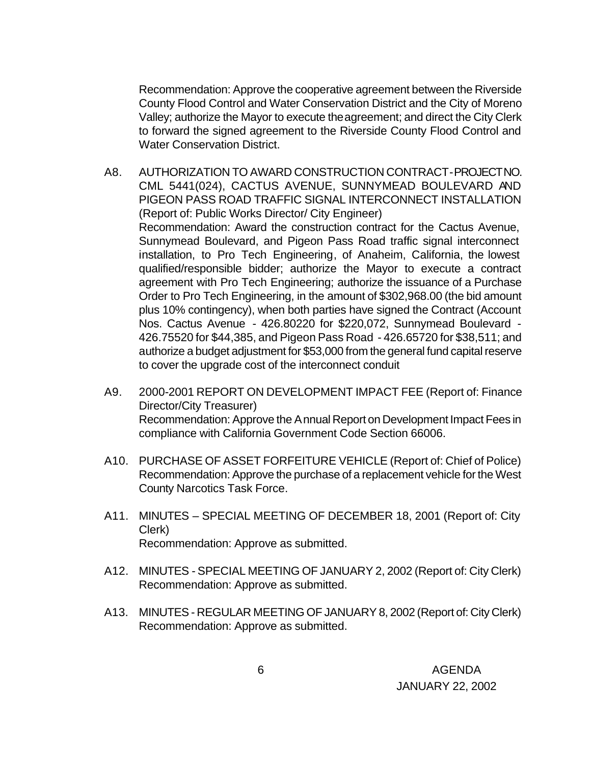Recommendation: Approve the cooperative agreement between the Riverside County Flood Control and Water Conservation District and the City of Moreno Valley; authorize the Mayor to execute the agreement; and direct the City Clerk to forward the signed agreement to the Riverside County Flood Control and Water Conservation District.

A8. AUTHORIZATION TO AWARD CONSTRUCTION CONTRACT-PROJECT NO. CML 5441(024), CACTUS AVENUE, SUNNYMEAD BOULEVARD AND PIGEON PASS ROAD TRAFFIC SIGNAL INTERCONNECT INSTALLATION (Report of: Public Works Director/ City Engineer)
Recommendation: Award the construction contract for the Cactus Avenue, Sunnymead Boulevard, and Pigeon Pass Road traffic signal interconnect installation, to Pro Tech Engineering, of Anaheim, California, the lowest qualified/responsible bidder; authorize the Mayor to execute a contract agreement with Pro Tech Engineering; authorize the issuance of a Purchase Order to Pro Tech Engineering, in the amount of $302,968.00 (the bid amount plus 10% contingency), when both parties have signed the Contract (Account Nos. Cactus Avenue - 426.80220 for $220,072, Sunnymead Boulevard - 426.75520 for $44,385, and Pigeon Pass Road - 426.65720 for $38,511; and authorize a budget adjustment for $53,000 from the general fund capital reserve to cover the upgrade cost of the interconnect conduit

A9. 2000-2001 REPORT ON DEVELOPMENT IMPACT FEE (Report of: Finance Director/City Treasurer)
Recommendation: Approve the Annual Report on Development Impact Fees in compliance with California Government Code Section 66006.

A10. PURCHASE OF ASSET FORFEITURE VEHICLE (Report of: Chief of Police)
Recommendation: Approve the purchase of a replacement vehicle for the West County Narcotics Task Force.

A11. MINUTES – SPECIAL MEETING OF DECEMBER 18, 2001 (Report of: City Clerk)
Recommendation: Approve as submitted.

A12. MINUTES - SPECIAL MEETING OF JANUARY 2, 2002 (Report of: City Clerk)
Recommendation: Approve as submitted.

A13. MINUTES - REGULAR MEETING OF JANUARY 8, 2002 (Report of: City Clerk)
Recommendation: Approve as submitted.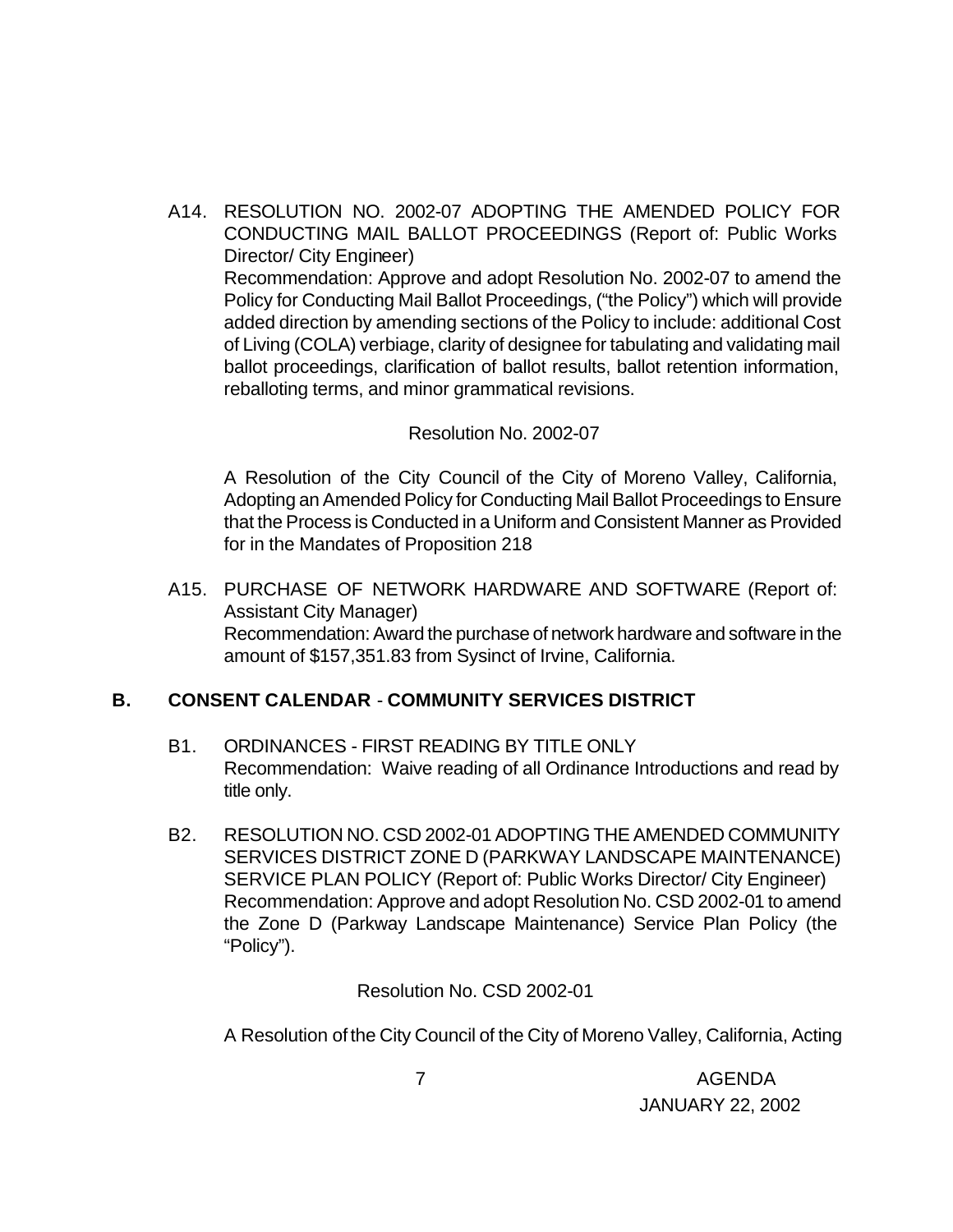A14. RESOLUTION NO. 2002-07 ADOPTING THE AMENDED POLICY FOR CONDUCTING MAIL BALLOT PROCEEDINGS (Report of: Public Works Director/ City Engineer)
Recommendation: Approve and adopt Resolution No. 2002-07 to amend the Policy for Conducting Mail Ballot Proceedings, ("the Policy") which will provide added direction by amending sections of the Policy to include: additional Cost of Living (COLA) verbiage, clarity of designee for tabulating and validating mail ballot proceedings, clarification of ballot results, ballot retention information, reballoting terms, and minor grammatical revisions.

Resolution No. 2002-07

A Resolution of the City Council of the City of Moreno Valley, California, Adopting an Amended Policy for Conducting Mail Ballot Proceedings to Ensure that the Process is Conducted in a Uniform and Consistent Manner as Provided for in the Mandates of Proposition 218

A15. PURCHASE OF NETWORK HARDWARE AND SOFTWARE (Report of: Assistant City Manager)
Recommendation: Award the purchase of network hardware and software in the amount of $157,351.83 from Sysinct of Irvine, California.

## B. CONSENT CALENDAR - COMMUNITY SERVICES DISTRICT

B1. ORDINANCES - FIRST READING BY TITLE ONLY
Recommendation: Waive reading of all Ordinance Introductions and read by title only.

B2. RESOLUTION NO. CSD 2002-01 ADOPTING THE AMENDED COMMUNITY SERVICES DISTRICT ZONE D (PARKWAY LANDSCAPE MAINTENANCE) SERVICE PLAN POLICY (Report of: Public Works Director/ City Engineer)
Recommendation: Approve and adopt Resolution No. CSD 2002-01 to amend the Zone D (Parkway Landscape Maintenance) Service Plan Policy (the "Policy").

Resolution No. CSD 2002-01

A Resolution of the City Council of the City of Moreno Valley, California, Acting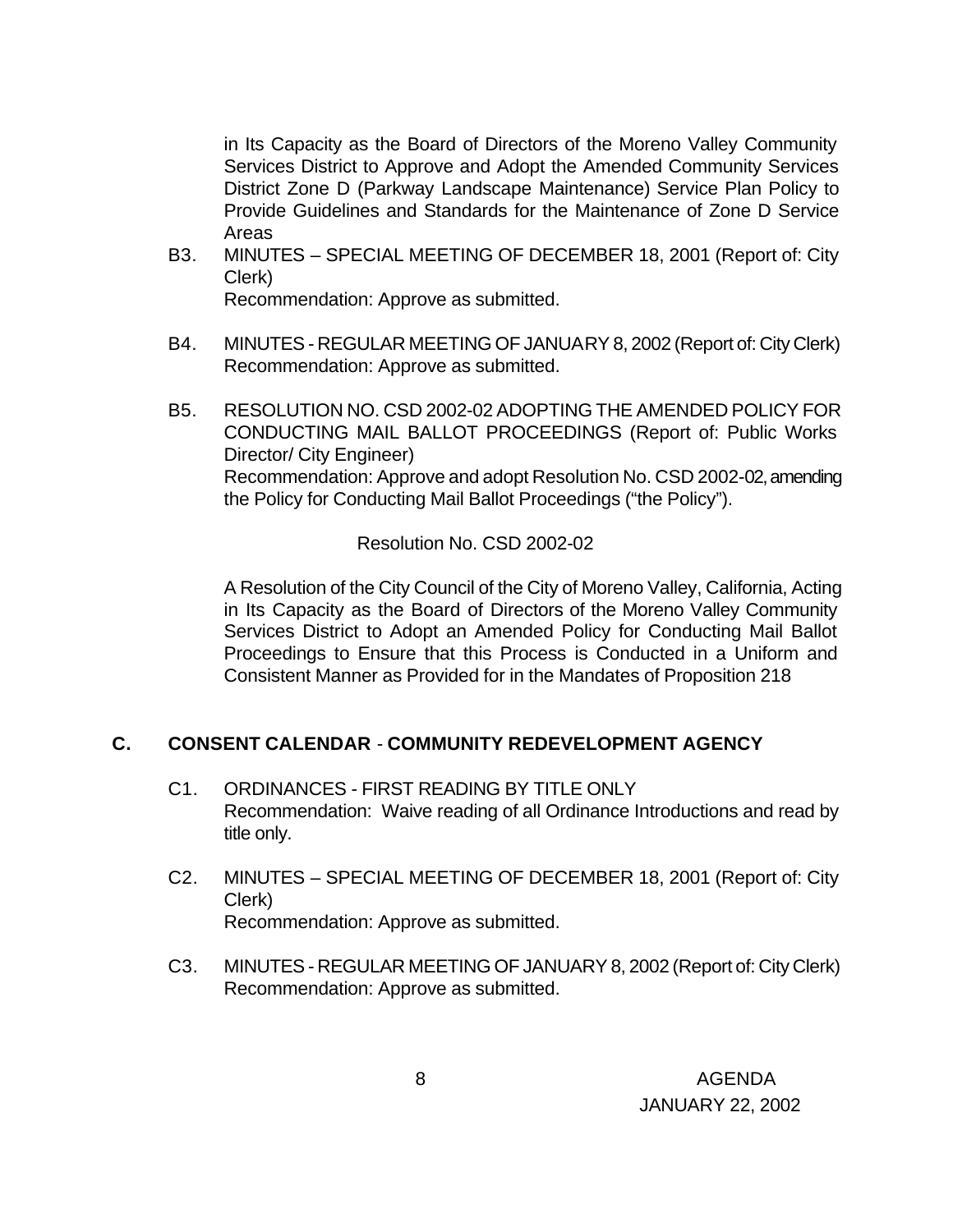in Its Capacity as the Board of Directors of the Moreno Valley Community Services District to Approve and Adopt the Amended Community Services District Zone D (Parkway Landscape Maintenance) Service Plan Policy to Provide Guidelines and Standards for the Maintenance of Zone D Service Areas

B3. MINUTES – SPECIAL MEETING OF DECEMBER 18, 2001 (Report of: City Clerk)
Recommendation: Approve as submitted.

B4. MINUTES - REGULAR MEETING OF JANUARY 8, 2002 (Report of: City Clerk)
Recommendation: Approve as submitted.

B5. RESOLUTION NO. CSD 2002-02 ADOPTING THE AMENDED POLICY FOR CONDUCTING MAIL BALLOT PROCEEDINGS (Report of: Public Works Director/ City Engineer)
Recommendation: Approve and adopt Resolution No. CSD 2002-02, amending the Policy for Conducting Mail Ballot Proceedings ("the Policy").

Resolution No. CSD 2002-02

A Resolution of the City Council of the City of Moreno Valley, California, Acting in Its Capacity as the Board of Directors of the Moreno Valley Community Services District to Adopt an Amended Policy for Conducting Mail Ballot Proceedings to Ensure that this Process is Conducted in a Uniform and Consistent Manner as Provided for in the Mandates of Proposition 218

## C. CONSENT CALENDAR - COMMUNITY REDEVELOPMENT AGENCY

C1. ORDINANCES - FIRST READING BY TITLE ONLY
Recommendation: Waive reading of all Ordinance Introductions and read by title only.

C2. MINUTES – SPECIAL MEETING OF DECEMBER 18, 2001 (Report of: City Clerk)
Recommendation: Approve as submitted.

C3. MINUTES - REGULAR MEETING OF JANUARY 8, 2002 (Report of: City Clerk)
Recommendation: Approve as submitted.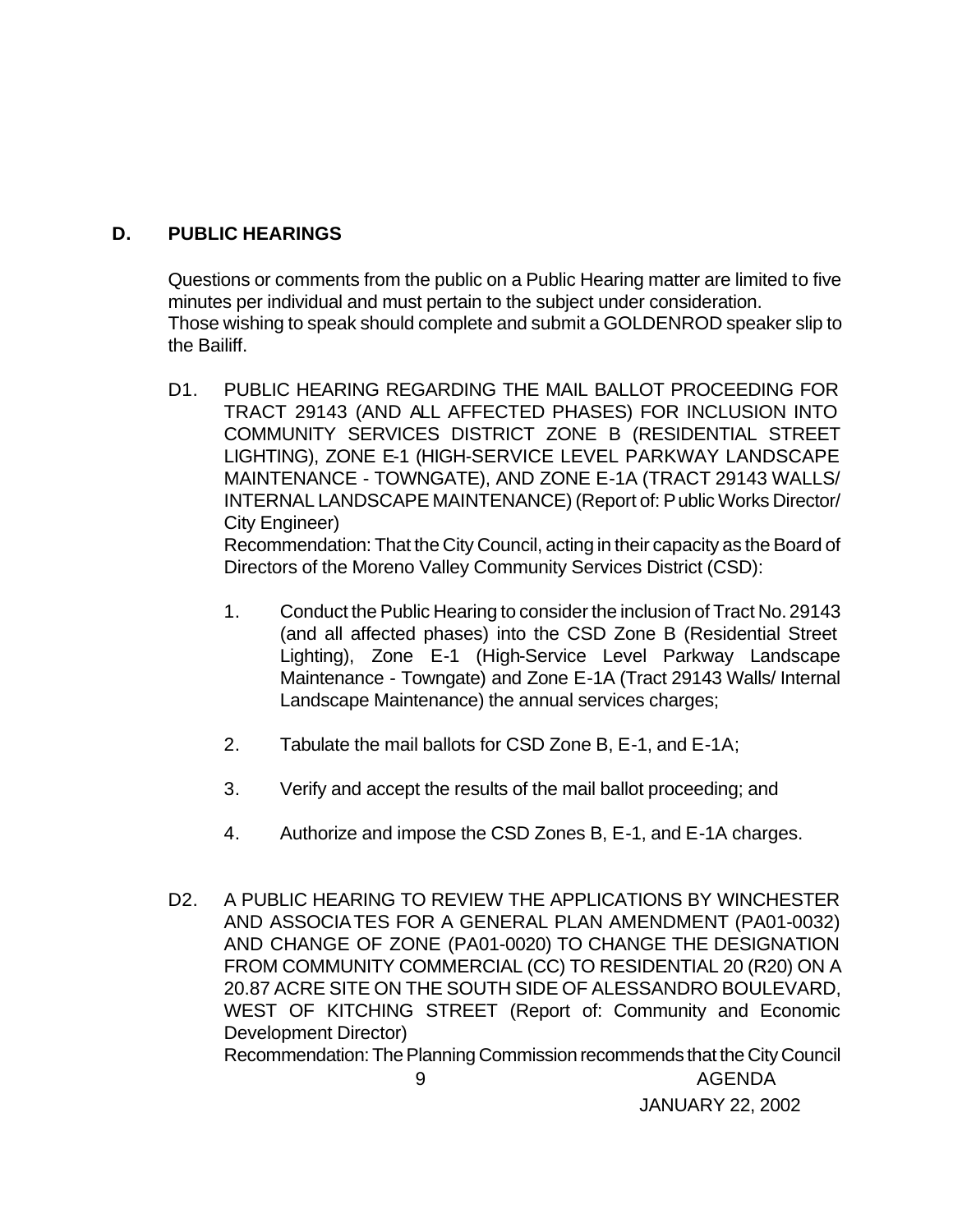## D. PUBLIC HEARINGS

Questions or comments from the public on a Public Hearing matter are limited to five minutes per individual and must pertain to the subject under consideration.
Those wishing to speak should complete and submit a GOLDENROD speaker slip to the Bailiff.

D1. PUBLIC HEARING REGARDING THE MAIL BALLOT PROCEEDING FOR TRACT 29143 (AND ALL AFFECTED PHASES) FOR INCLUSION INTO COMMUNITY SERVICES DISTRICT ZONE B (RESIDENTIAL STREET LIGHTING), ZONE E-1 (HIGH-SERVICE LEVEL PARKWAY LANDSCAPE MAINTENANCE - TOWNGATE), AND ZONE E-1A (TRACT 29143 WALLS/ INTERNAL LANDSCAPE MAINTENANCE) (Report of: Public Works Director/ City Engineer)
Recommendation: That the City Council, acting in their capacity as the Board of Directors of the Moreno Valley Community Services District (CSD):

1. Conduct the Public Hearing to consider the inclusion of Tract No. 29143 (and all affected phases) into the CSD Zone B (Residential Street Lighting), Zone E-1 (High-Service Level Parkway Landscape Maintenance - Towngate) and Zone E-1A (Tract 29143 Walls/ Internal Landscape Maintenance) the annual services charges;

2. Tabulate the mail ballots for CSD Zone B, E-1, and E-1A;

3. Verify and accept the results of the mail ballot proceeding; and

4. Authorize and impose the CSD Zones B, E-1, and E-1A charges.

D2. A PUBLIC HEARING TO REVIEW THE APPLICATIONS BY WINCHESTER AND ASSOCIATES FOR A GENERAL PLAN AMENDMENT (PA01-0032) AND CHANGE OF ZONE (PA01-0020) TO CHANGE THE DESIGNATION FROM COMMUNITY COMMERCIAL (CC) TO RESIDENTIAL 20 (R20) ON A 20.87 ACRE SITE ON THE SOUTH SIDE OF ALESSANDRO BOULEVARD, WEST OF KITCHING STREET (Report of: Community and Economic Development Director)
Recommendation: The Planning Commission recommends that the City Council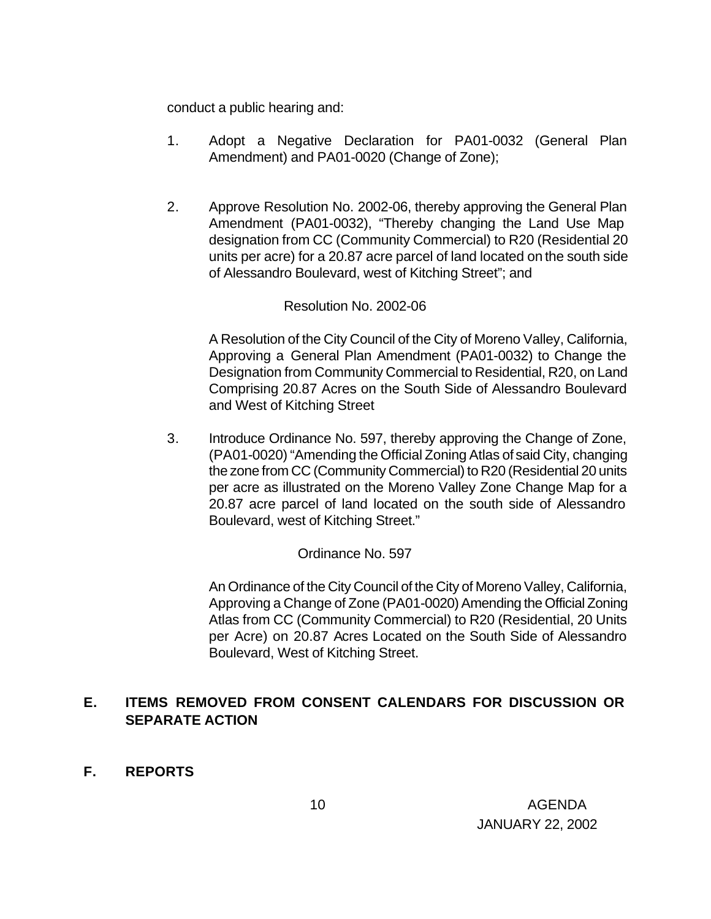conduct a public hearing and:

1. Adopt a Negative Declaration for PA01-0032 (General Plan Amendment) and PA01-0020 (Change of Zone);

2. Approve Resolution No. 2002-06, thereby approving the General Plan Amendment (PA01-0032), "Thereby changing the Land Use Map designation from CC (Community Commercial) to R20 (Residential 20 units per acre) for a 20.87 acre parcel of land located on the south side of Alessandro Boulevard, west of Kitching Street"; and

   Resolution No. 2002-06

   A Resolution of the City Council of the City of Moreno Valley, California, Approving a General Plan Amendment (PA01-0032) to Change the Designation from Community Commercial to Residential, R20, on Land Comprising 20.87 Acres on the South Side of Alessandro Boulevard and West of Kitching Street

3. Introduce Ordinance No. 597, thereby approving the Change of Zone, (PA01-0020) "Amending the Official Zoning Atlas of said City, changing the zone from CC (Community Commercial) to R20 (Residential 20 units per acre as illustrated on the Moreno Valley Zone Change Map for a 20.87 acre parcel of land located on the south side of Alessandro Boulevard, west of Kitching Street."

   Ordinance No. 597

   An Ordinance of the City Council of the City of Moreno Valley, California, Approving a Change of Zone (PA01-0020) Amending the Official Zoning Atlas from CC (Community Commercial) to R20 (Residential, 20 Units per Acre) on 20.87 Acres Located on the South Side of Alessandro Boulevard, West of Kitching Street.

## E. ITEMS REMOVED FROM CONSENT CALENDARS FOR DISCUSSION OR SEPARATE ACTION

## F. REPORTS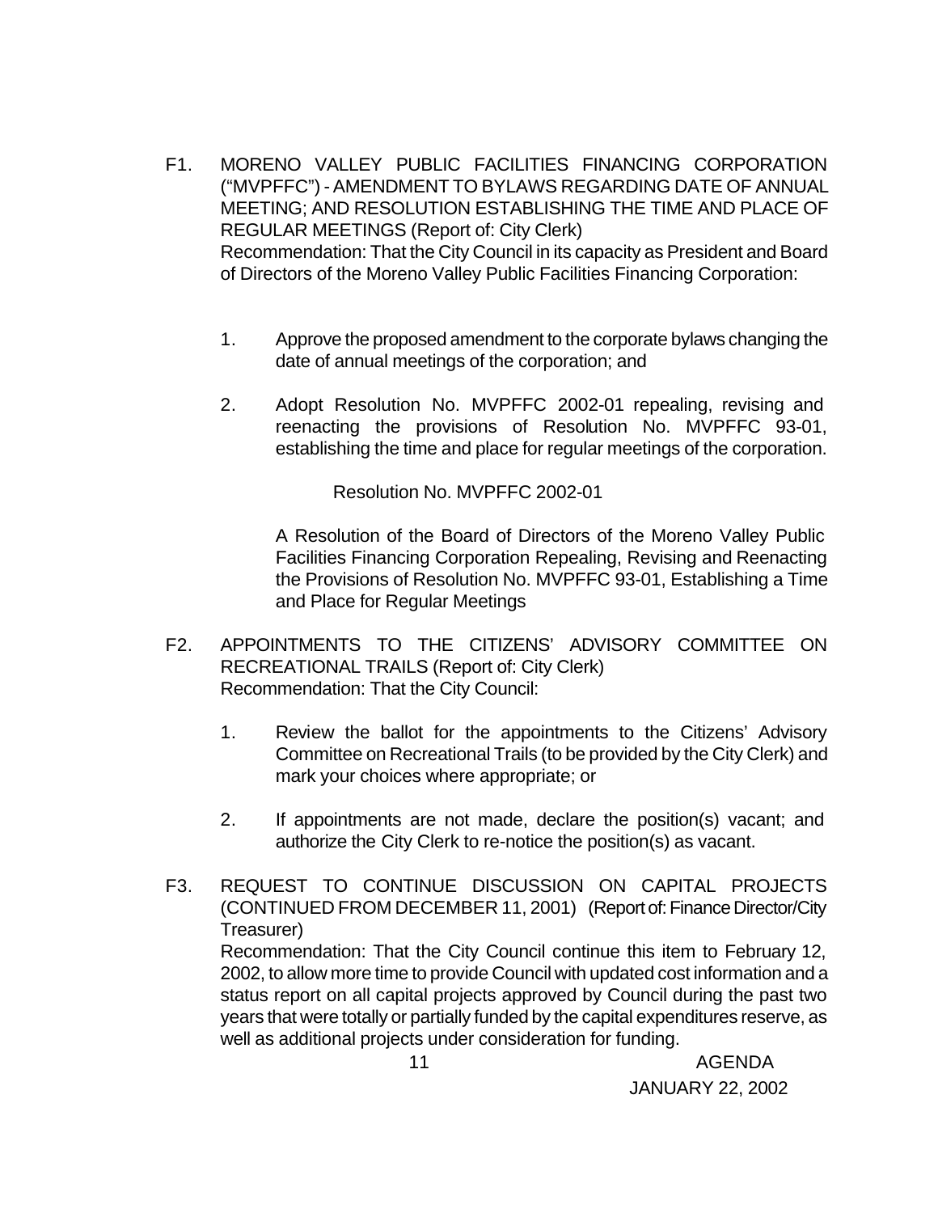F1. MORENO VALLEY PUBLIC FACILITIES FINANCING CORPORATION ("MVPFFC") - AMENDMENT TO BYLAWS REGARDING DATE OF ANNUAL MEETING; AND RESOLUTION ESTABLISHING THE TIME AND PLACE OF REGULAR MEETINGS (Report of: City Clerk)
Recommendation: That the City Council in its capacity as President and Board of Directors of the Moreno Valley Public Facilities Financing Corporation:

1. Approve the proposed amendment to the corporate bylaws changing the date of annual meetings of the corporation; and

2. Adopt Resolution No. MVPFFC 2002-01 repealing, revising and reenacting the provisions of Resolution No. MVPFFC 93-01, establishing the time and place for regular meetings of the corporation.

   Resolution No. MVPFFC 2002-01

   A Resolution of the Board of Directors of the Moreno Valley Public Facilities Financing Corporation Repealing, Revising and Reenacting the Provisions of Resolution No. MVPFFC 93-01, Establishing a Time and Place for Regular Meetings

F2. APPOINTMENTS TO THE CITIZENS' ADVISORY COMMITTEE ON RECREATIONAL TRAILS (Report of: City Clerk)
Recommendation: That the City Council:

1. Review the ballot for the appointments to the Citizens' Advisory Committee on Recreational Trails (to be provided by the City Clerk) and mark your choices where appropriate; or

2. If appointments are not made, declare the position(s) vacant; and authorize the City Clerk to re-notice the position(s) as vacant.

F3. REQUEST TO CONTINUE DISCUSSION ON CAPITAL PROJECTS (CONTINUED FROM DECEMBER 11, 2001) (Report of: Finance Director/City Treasurer)
Recommendation: That the City Council continue this item to February 12, 2002, to allow more time to provide Council with updated cost information and a status report on all capital projects approved by Council during the past two years that were totally or partially funded by the capital expenditures reserve, as well as additional projects under consideration for funding.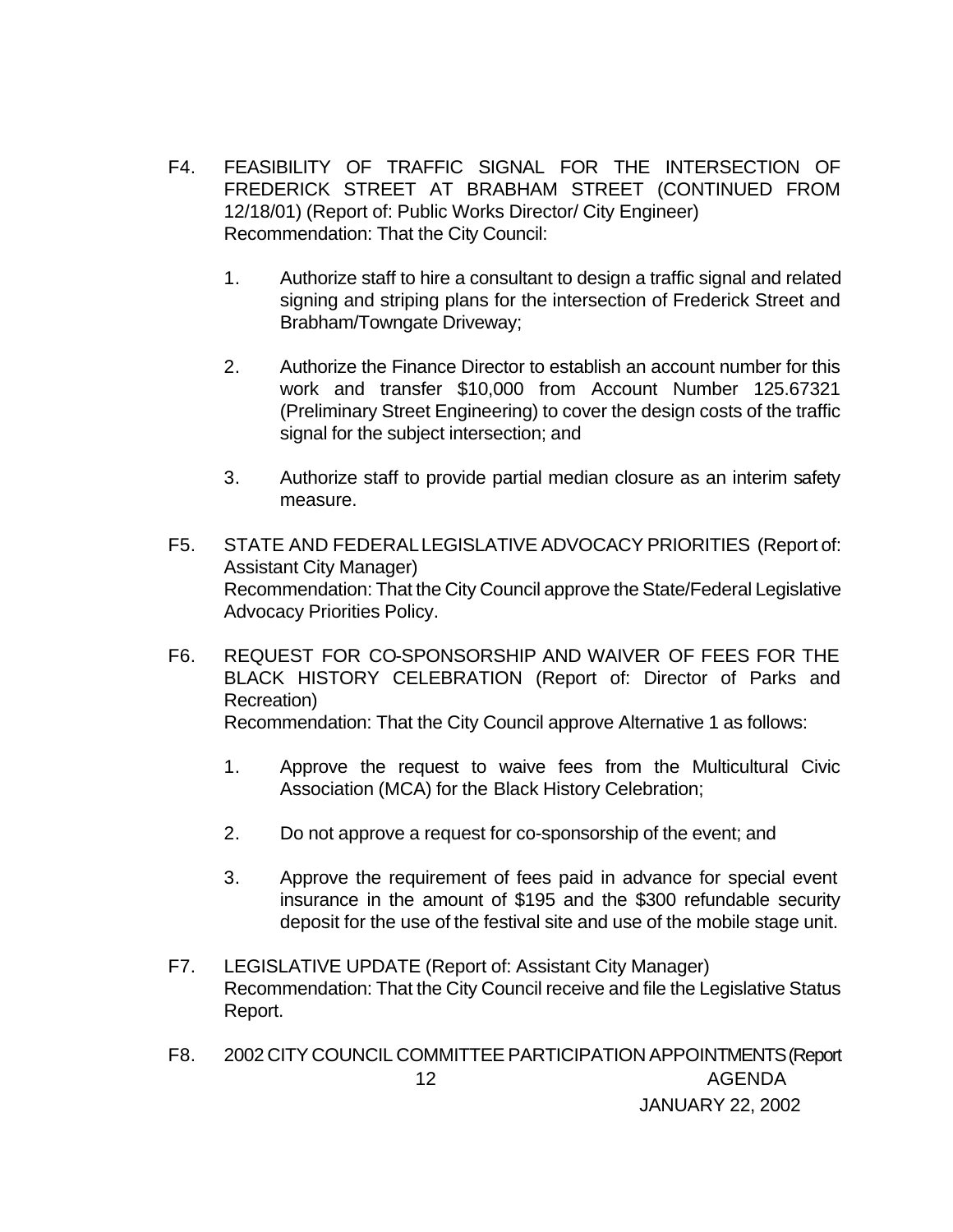F4. FEASIBILITY OF TRAFFIC SIGNAL FOR THE INTERSECTION OF FREDERICK STREET AT BRABHAM STREET (CONTINUED FROM 12/18/01) (Report of: Public Works Director/ City Engineer)
Recommendation: That the City Council:

1. Authorize staff to hire a consultant to design a traffic signal and related signing and striping plans for the intersection of Frederick Street and Brabham/Towngate Driveway;

2. Authorize the Finance Director to establish an account number for this work and transfer $10,000 from Account Number 125.67321 (Preliminary Street Engineering) to cover the design costs of the traffic signal for the subject intersection; and

3. Authorize staff to provide partial median closure as an interim safety measure.

F5. STATE AND FEDERAL LEGISLATIVE ADVOCACY PRIORITIES (Report of: Assistant City Manager)
Recommendation: That the City Council approve the State/Federal Legislative Advocacy Priorities Policy.

F6. REQUEST FOR CO-SPONSORSHIP AND WAIVER OF FEES FOR THE BLACK HISTORY CELEBRATION (Report of: Director of Parks and Recreation)
Recommendation: That the City Council approve Alternative 1 as follows:

1. Approve the request to waive fees from the Multicultural Civic Association (MCA) for the Black History Celebration;

2. Do not approve a request for co-sponsorship of the event; and

3. Approve the requirement of fees paid in advance for special event insurance in the amount of $195 and the $300 refundable security deposit for the use of the festival site and use of the mobile stage unit.

F7. LEGISLATIVE UPDATE (Report of: Assistant City Manager)
Recommendation: That the City Council receive and file the Legislative Status Report.

F8. 2002 CITY COUNCIL COMMITTEE PARTICIPATION APPOINTMENTS (Report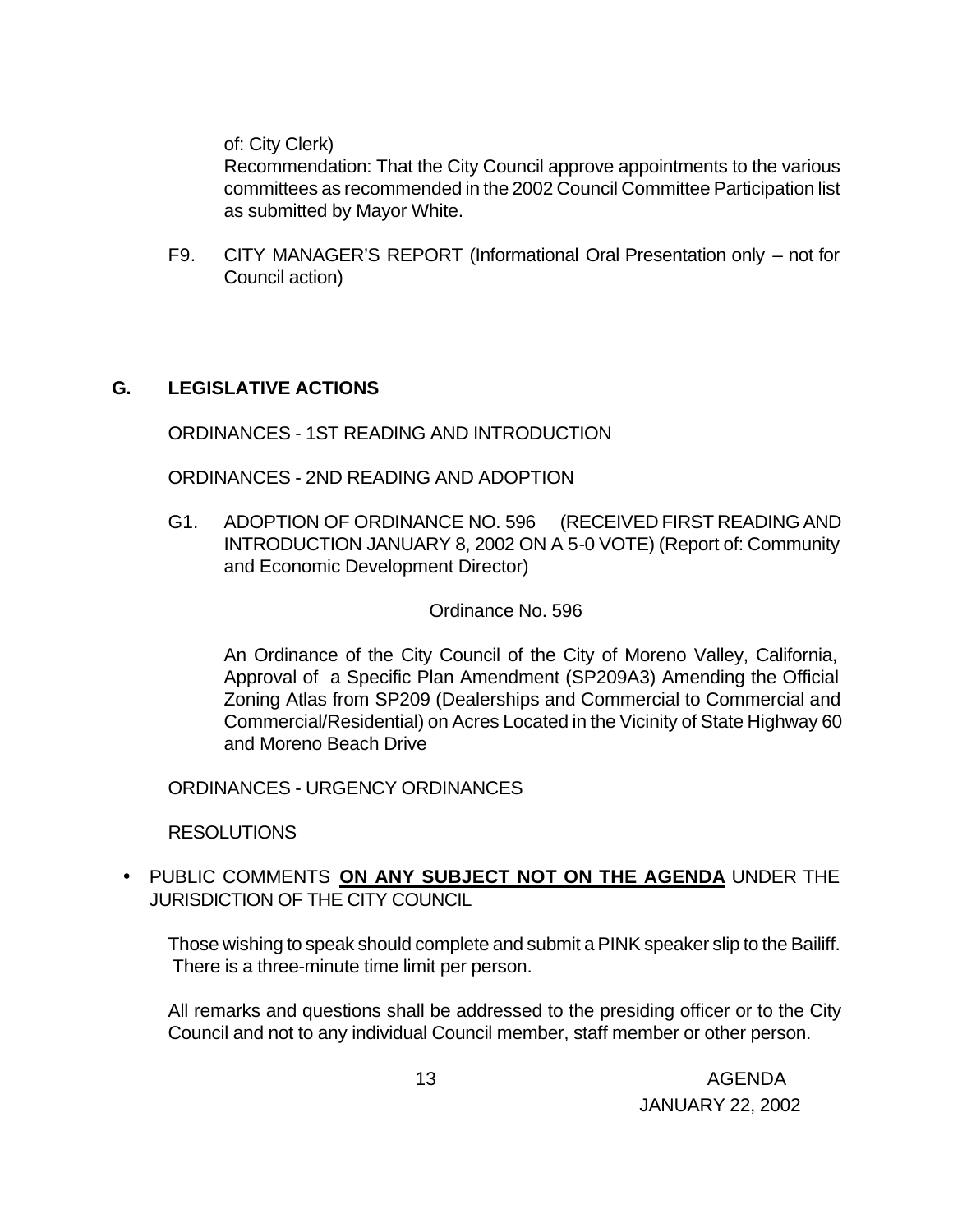of: City Clerk)
Recommendation: That the City Council approve appointments to the various committees as recommended in the 2002 Council Committee Participation list as submitted by Mayor White.

F9. CITY MANAGER'S REPORT (Informational Oral Presentation only – not for Council action)

## G. LEGISLATIVE ACTIONS

ORDINANCES - 1ST READING AND INTRODUCTION

ORDINANCES - 2ND READING AND ADOPTION

G1. ADOPTION OF ORDINANCE NO. 596 (RECEIVED FIRST READING AND INTRODUCTION JANUARY 8, 2002 ON A 5-0 VOTE) (Report of: Community and Economic Development Director)

Ordinance No. 596

An Ordinance of the City Council of the City of Moreno Valley, California, Approval of a Specific Plan Amendment (SP209A3) Amending the Official Zoning Atlas from SP209 (Dealerships and Commercial to Commercial and Commercial/Residential) on Acres Located in the Vicinity of State Highway 60 and Moreno Beach Drive

ORDINANCES - URGENCY ORDINANCES

RESOLUTIONS

- PUBLIC COMMENTS **ON ANY SUBJECT NOT ON THE AGENDA** UNDER THE JURISDICTION OF THE CITY COUNCIL

Those wishing to speak should complete and submit a PINK speaker slip to the Bailiff. There is a three-minute time limit per person.

All remarks and questions shall be addressed to the presiding officer or to the City Council and not to any individual Council member, staff member or other person.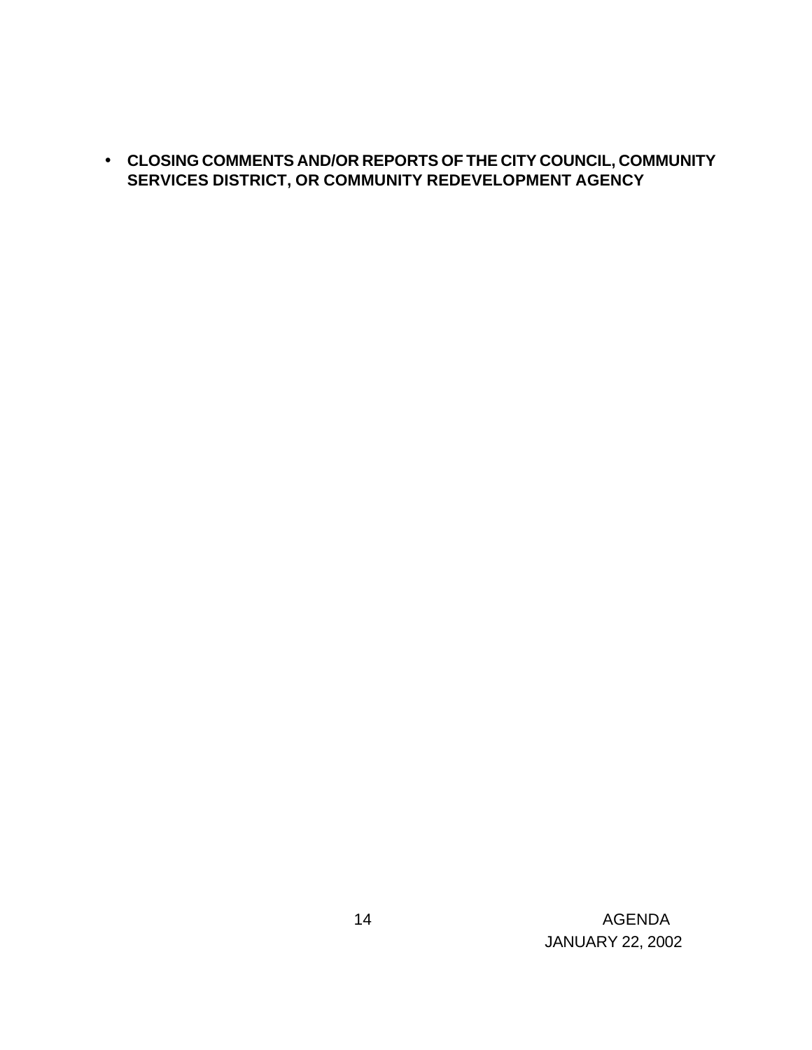- **CLOSING COMMENTS AND/OR REPORTS OF THE CITY COUNCIL, COMMUNITY SERVICES DISTRICT, OR COMMUNITY REDEVELOPMENT AGENCY**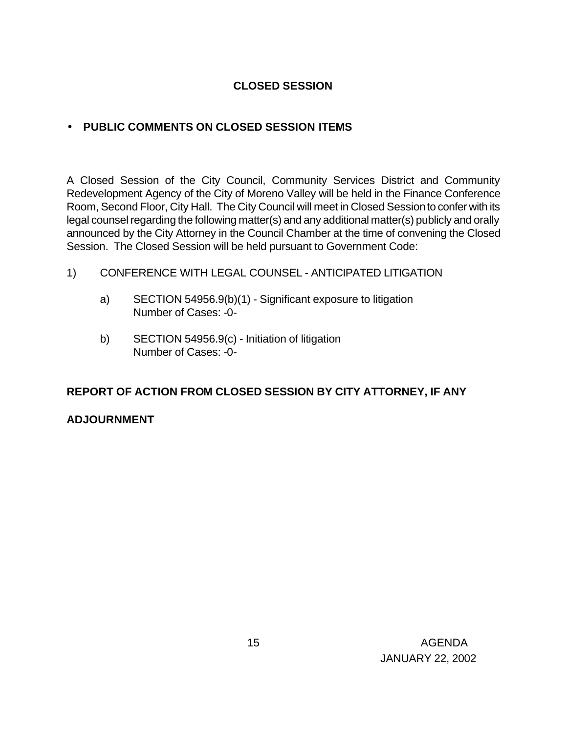## CLOSED SESSION

- **PUBLIC COMMENTS ON CLOSED SESSION ITEMS**

A Closed Session of the City Council, Community Services District and Community Redevelopment Agency of the City of Moreno Valley will be held in the Finance Conference Room, Second Floor, City Hall. The City Council will meet in Closed Session to confer with its legal counsel regarding the following matter(s) and any additional matter(s) publicly and orally announced by the City Attorney in the Council Chamber at the time of convening the Closed Session. The Closed Session will be held pursuant to Government Code:

1) CONFERENCE WITH LEGAL COUNSEL - ANTICIPATED LITIGATION

   a) SECTION 54956.9(b)(1) - Significant exposure to litigation
      Number of Cases: -0-

   b) SECTION 54956.9(c) - Initiation of litigation
      Number of Cases: -0-

**REPORT OF ACTION FROM CLOSED SESSION BY CITY ATTORNEY, IF ANY**

**ADJOURNMENT**